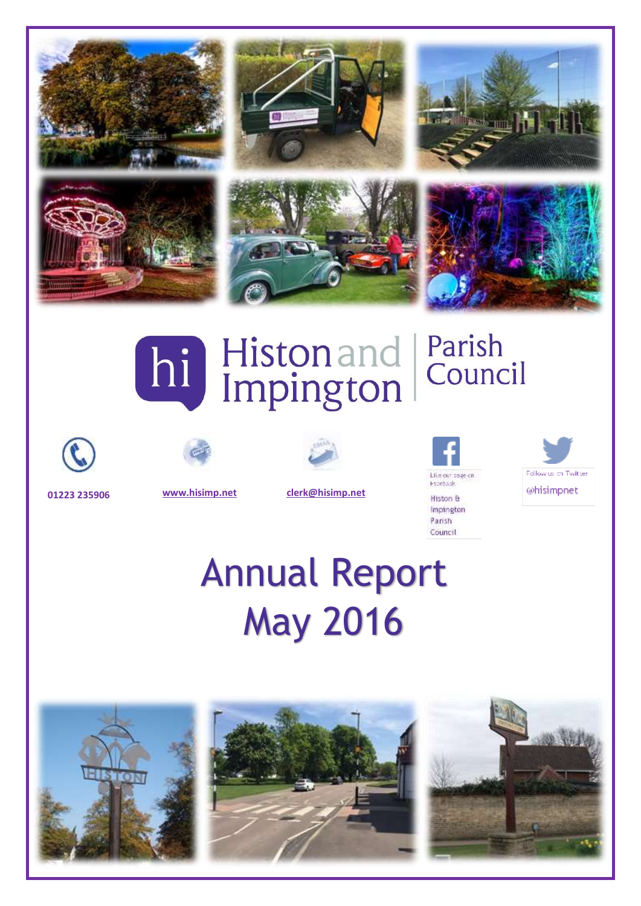# Histon and Impington Parish Council

01223 235906

www.hisimp.net

clerk@hisimp.net

Like our page on Facebook

Histon & Impington Parish Council

Follow us on Twitter

@hisimpnet

# Annual Report May 2016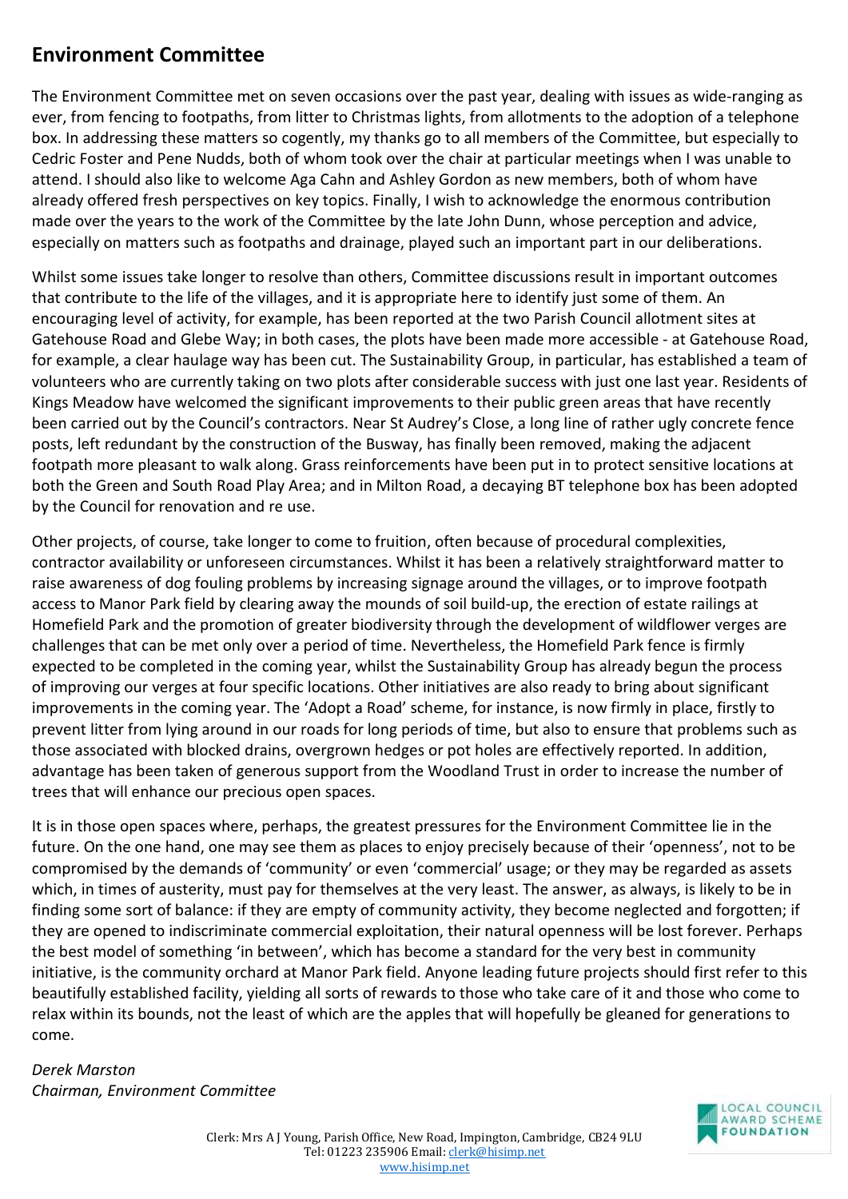## Environment Committee

The Environment Committee met on seven occasions over the past year, dealing with issues as wide-ranging as ever, from fencing to footpaths, from litter to Christmas lights, from allotments to the adoption of a telephone box. In addressing these matters so cogently, my thanks go to all members of the Committee, but especially to Cedric Foster and Pene Nudds, both of whom took over the chair at particular meetings when I was unable to attend. I should also like to welcome Aga Cahn and Ashley Gordon as new members, both of whom have already offered fresh perspectives on key topics. Finally, I wish to acknowledge the enormous contribution made over the years to the work of the Committee by the late John Dunn, whose perception and advice, especially on matters such as footpaths and drainage, played such an important part in our deliberations.

Whilst some issues take longer to resolve than others, Committee discussions result in important outcomes that contribute to the life of the villages, and it is appropriate here to identify just some of them. An encouraging level of activity, for example, has been reported at the two Parish Council allotment sites at Gatehouse Road and Glebe Way; in both cases, the plots have been made more accessible - at Gatehouse Road, for example, a clear haulage way has been cut. The Sustainability Group, in particular, has established a team of volunteers who are currently taking on two plots after considerable success with just one last year. Residents of Kings Meadow have welcomed the significant improvements to their public green areas that have recently been carried out by the Council's contractors. Near St Audrey's Close, a long line of rather ugly concrete fence posts, left redundant by the construction of the Busway, has finally been removed, making the adjacent footpath more pleasant to walk along. Grass reinforcements have been put in to protect sensitive locations at both the Green and South Road Play Area; and in Milton Road, a decaying BT telephone box has been adopted by the Council for renovation and re use.

Other projects, of course, take longer to come to fruition, often because of procedural complexities, contractor availability or unforeseen circumstances. Whilst it has been a relatively straightforward matter to raise awareness of dog fouling problems by increasing signage around the villages, or to improve footpath access to Manor Park field by clearing away the mounds of soil build-up, the erection of estate railings at Homefield Park and the promotion of greater biodiversity through the development of wildflower verges are challenges that can be met only over a period of time. Nevertheless, the Homefield Park fence is firmly expected to be completed in the coming year, whilst the Sustainability Group has already begun the process of improving our verges at four specific locations. Other initiatives are also ready to bring about significant improvements in the coming year. The 'Adopt a Road' scheme, for instance, is now firmly in place, firstly to prevent litter from lying around in our roads for long periods of time, but also to ensure that problems such as those associated with blocked drains, overgrown hedges or pot holes are effectively reported. In addition, advantage has been taken of generous support from the Woodland Trust in order to increase the number of trees that will enhance our precious open spaces.

It is in those open spaces where, perhaps, the greatest pressures for the Environment Committee lie in the future. On the one hand, one may see them as places to enjoy precisely because of their 'openness', not to be compromised by the demands of 'community' or even 'commercial' usage; or they may be regarded as assets which, in times of austerity, must pay for themselves at the very least. The answer, as always, is likely to be in finding some sort of balance: if they are empty of community activity, they become neglected and forgotten; if they are opened to indiscriminate commercial exploitation, their natural openness will be lost forever. Perhaps the best model of something 'in between', which has become a standard for the very best in community initiative, is the community orchard at Manor Park field. Anyone leading future projects should first refer to this beautifully established facility, yielding all sorts of rewards to those who take care of it and those who come to relax within its bounds, not the least of which are the apples that will hopefully be gleaned for generations to come.

*Derek Marston*
*Chairman, Environment Committee*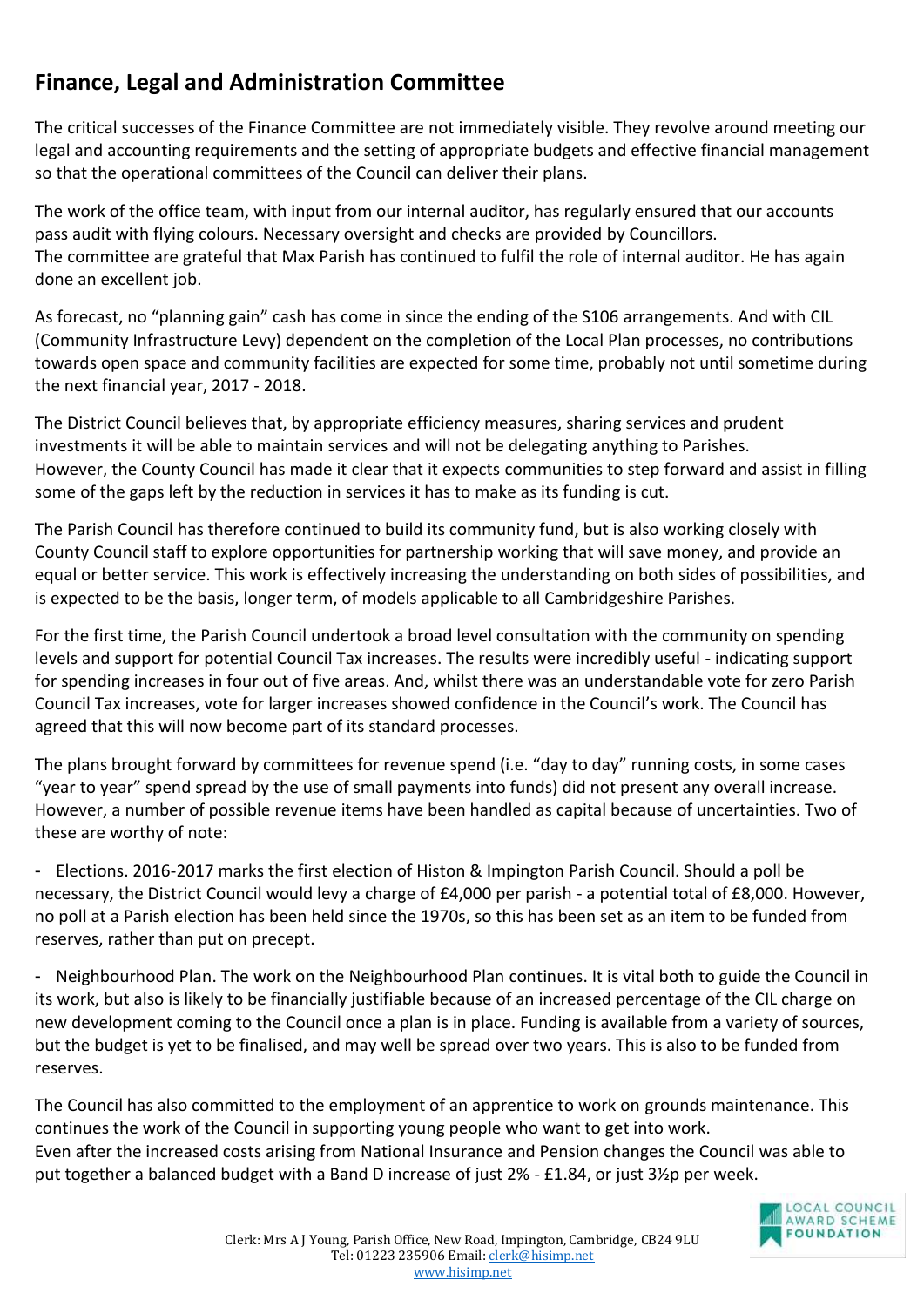## Finance, Legal and Administration Committee

The critical successes of the Finance Committee are not immediately visible. They revolve around meeting our legal and accounting requirements and the setting of appropriate budgets and effective financial management so that the operational committees of the Council can deliver their plans.

The work of the office team, with input from our internal auditor, has regularly ensured that our accounts pass audit with flying colours. Necessary oversight and checks are provided by Councillors.
The committee are grateful that Max Parish has continued to fulfil the role of internal auditor. He has again done an excellent job.

As forecast, no "planning gain" cash has come in since the ending of the S106 arrangements. And with CIL (Community Infrastructure Levy) dependent on the completion of the Local Plan processes, no contributions towards open space and community facilities are expected for some time, probably not until sometime during the next financial year, 2017 - 2018.

The District Council believes that, by appropriate efficiency measures, sharing services and prudent investments it will be able to maintain services and will not be delegating anything to Parishes.
However, the County Council has made it clear that it expects communities to step forward and assist in filling some of the gaps left by the reduction in services it has to make as its funding is cut.

The Parish Council has therefore continued to build its community fund, but is also working closely with County Council staff to explore opportunities for partnership working that will save money, and provide an equal or better service. This work is effectively increasing the understanding on both sides of possibilities, and is expected to be the basis, longer term, of models applicable to all Cambridgeshire Parishes.

For the first time, the Parish Council undertook a broad level consultation with the community on spending levels and support for potential Council Tax increases. The results were incredibly useful - indicating support for spending increases in four out of five areas. And, whilst there was an understandable vote for zero Parish Council Tax increases, vote for larger increases showed confidence in the Council's work. The Council has agreed that this will now become part of its standard processes.

The plans brought forward by committees for revenue spend (i.e. "day to day" running costs, in some cases "year to year" spend spread by the use of small payments into funds) did not present any overall increase. However, a number of possible revenue items have been handled as capital because of uncertainties. Two of these are worthy of note:

- Elections. 2016-2017 marks the first election of Histon & Impington Parish Council. Should a poll be necessary, the District Council would levy a charge of £4,000 per parish - a potential total of £8,000. However, no poll at a Parish election has been held since the 1970s, so this has been set as an item to be funded from reserves, rather than put on precept.

- Neighbourhood Plan. The work on the Neighbourhood Plan continues. It is vital both to guide the Council in its work, but also is likely to be financially justifiable because of an increased percentage of the CIL charge on new development coming to the Council once a plan is in place. Funding is available from a variety of sources, but the budget is yet to be finalised, and may well be spread over two years. This is also to be funded from reserves.

The Council has also committed to the employment of an apprentice to work on grounds maintenance. This continues the work of the Council in supporting young people who want to get into work.
Even after the increased costs arising from National Insurance and Pension changes the Council was able to put together a balanced budget with a Band D increase of just 2% - £1.84, or just 3½p per week.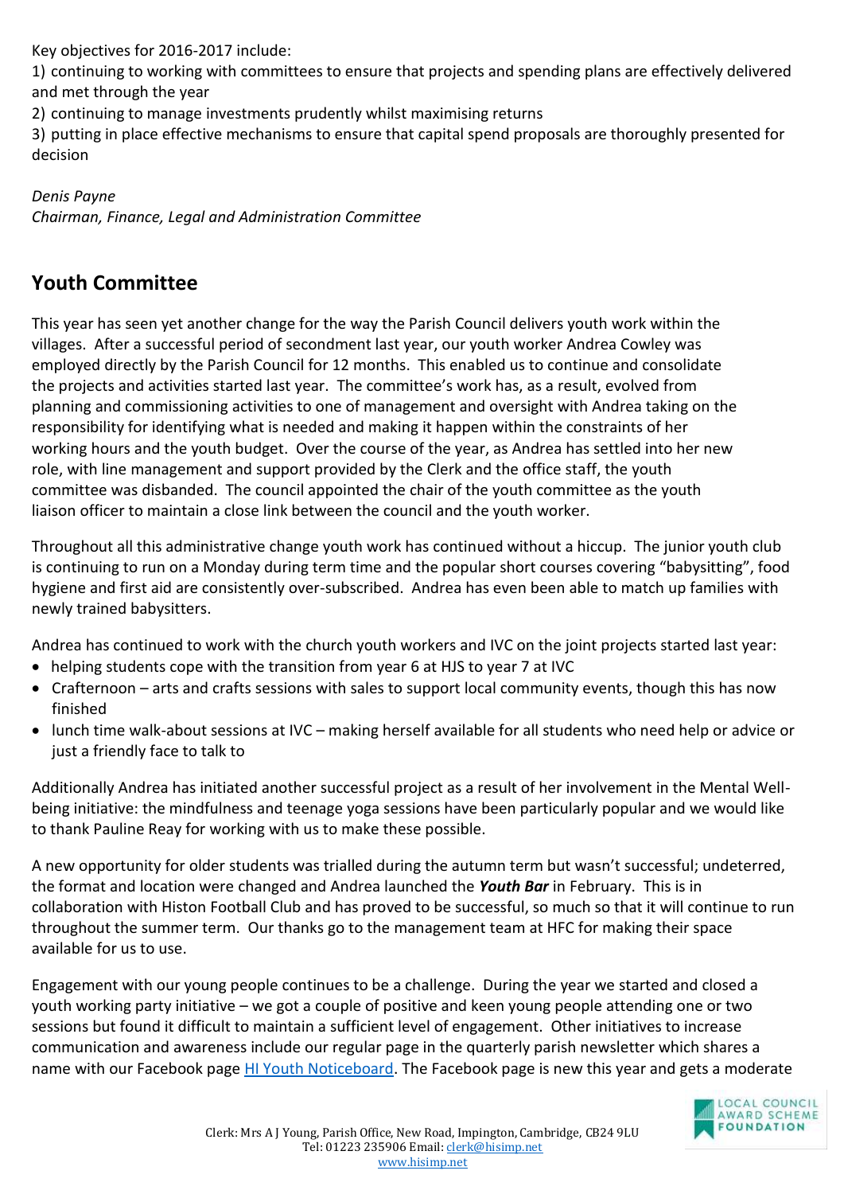Key objectives for 2016-2017 include:
1) continuing to working with committees to ensure that projects and spending plans are effectively delivered and met through the year
2) continuing to manage investments prudently whilst maximising returns
3) putting in place effective mechanisms to ensure that capital spend proposals are thoroughly presented for decision

*Denis Payne*
*Chairman, Finance, Legal and Administration Committee*

## Youth Committee

This year has seen yet another change for the way the Parish Council delivers youth work within the villages. After a successful period of secondment last year, our youth worker Andrea Cowley was employed directly by the Parish Council for 12 months. This enabled us to continue and consolidate the projects and activities started last year. The committee's work has, as a result, evolved from planning and commissioning activities to one of management and oversight with Andrea taking on the responsibility for identifying what is needed and making it happen within the constraints of her working hours and the youth budget. Over the course of the year, as Andrea has settled into her new role, with line management and support provided by the Clerk and the office staff, the youth committee was disbanded. The council appointed the chair of the youth committee as the youth liaison officer to maintain a close link between the council and the youth worker.

Throughout all this administrative change youth work has continued without a hiccup. The junior youth club is continuing to run on a Monday during term time and the popular short courses covering "babysitting", food hygiene and first aid are consistently over-subscribed. Andrea has even been able to match up families with newly trained babysitters.

Andrea has continued to work with the church youth workers and IVC on the joint projects started last year:

- helping students cope with the transition from year 6 at HJS to year 7 at IVC
- Crafternoon – arts and crafts sessions with sales to support local community events, though this has now finished
- lunch time walk-about sessions at IVC – making herself available for all students who need help or advice or just a friendly face to talk to

Additionally Andrea has initiated another successful project as a result of her involvement in the Mental Well-being initiative: the mindfulness and teenage yoga sessions have been particularly popular and we would like to thank Pauline Reay for working with us to make these possible.

A new opportunity for older students was trialled during the autumn term but wasn't successful; undeterred, the format and location were changed and Andrea launched the ***Youth Bar*** in February. This is in collaboration with Histon Football Club and has proved to be successful, so much so that it will continue to run throughout the summer term. Our thanks go to the management team at HFC for making their space available for us to use.

Engagement with our young people continues to be a challenge. During the year we started and closed a youth working party initiative – we got a couple of positive and keen young people attending one or two sessions but found it difficult to maintain a sufficient level of engagement. Other initiatives to increase communication and awareness include our regular page in the quarterly parish newsletter which shares a name with our Facebook page HI Youth Noticeboard. The Facebook page is new this year and gets a moderate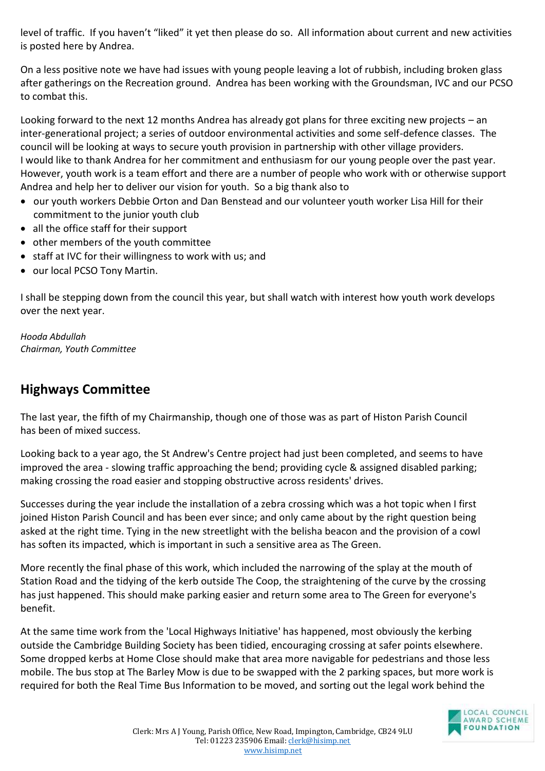level of traffic. If you haven't "liked" it yet then please do so. All information about current and new activities is posted here by Andrea.

On a less positive note we have had issues with young people leaving a lot of rubbish, including broken glass after gatherings on the Recreation ground. Andrea has been working with the Groundsman, IVC and our PCSO to combat this.

Looking forward to the next 12 months Andrea has already got plans for three exciting new projects – an inter-generational project; a series of outdoor environmental activities and some self-defence classes. The council will be looking at ways to secure youth provision in partnership with other village providers.
I would like to thank Andrea for her commitment and enthusiasm for our young people over the past year. However, youth work is a team effort and there are a number of people who work with or otherwise support Andrea and help her to deliver our vision for youth. So a big thank also to

- our youth workers Debbie Orton and Dan Benstead and our volunteer youth worker Lisa Hill for their commitment to the junior youth club
- all the office staff for their support
- other members of the youth committee
- staff at IVC for their willingness to work with us; and
- our local PCSO Tony Martin.

I shall be stepping down from the council this year, but shall watch with interest how youth work develops over the next year.

*Hooda Abdullah*
*Chairman, Youth Committee*

## Highways Committee

The last year, the fifth of my Chairmanship, though one of those was as part of Histon Parish Council has been of mixed success.

Looking back to a year ago, the St Andrew's Centre project had just been completed, and seems to have improved the area - slowing traffic approaching the bend; providing cycle & assigned disabled parking; making crossing the road easier and stopping obstructive across residents' drives.

Successes during the year include the installation of a zebra crossing which was a hot topic when I first joined Histon Parish Council and has been ever since; and only came about by the right question being asked at the right time. Tying in the new streetlight with the belisha beacon and the provision of a cowl has soften its impacted, which is important in such a sensitive area as The Green.

More recently the final phase of this work, which included the narrowing of the splay at the mouth of Station Road and the tidying of the kerb outside The Coop, the straightening of the curve by the crossing has just happened. This should make parking easier and return some area to The Green for everyone's benefit.

At the same time work from the 'Local Highways Initiative' has happened, most obviously the kerbing outside the Cambridge Building Society has been tidied, encouraging crossing at safer points elsewhere. Some dropped kerbs at Home Close should make that area more navigable for pedestrians and those less mobile. The bus stop at The Barley Mow is due to be swapped with the 2 parking spaces, but more work is required for both the Real Time Bus Information to be moved, and sorting out the legal work behind the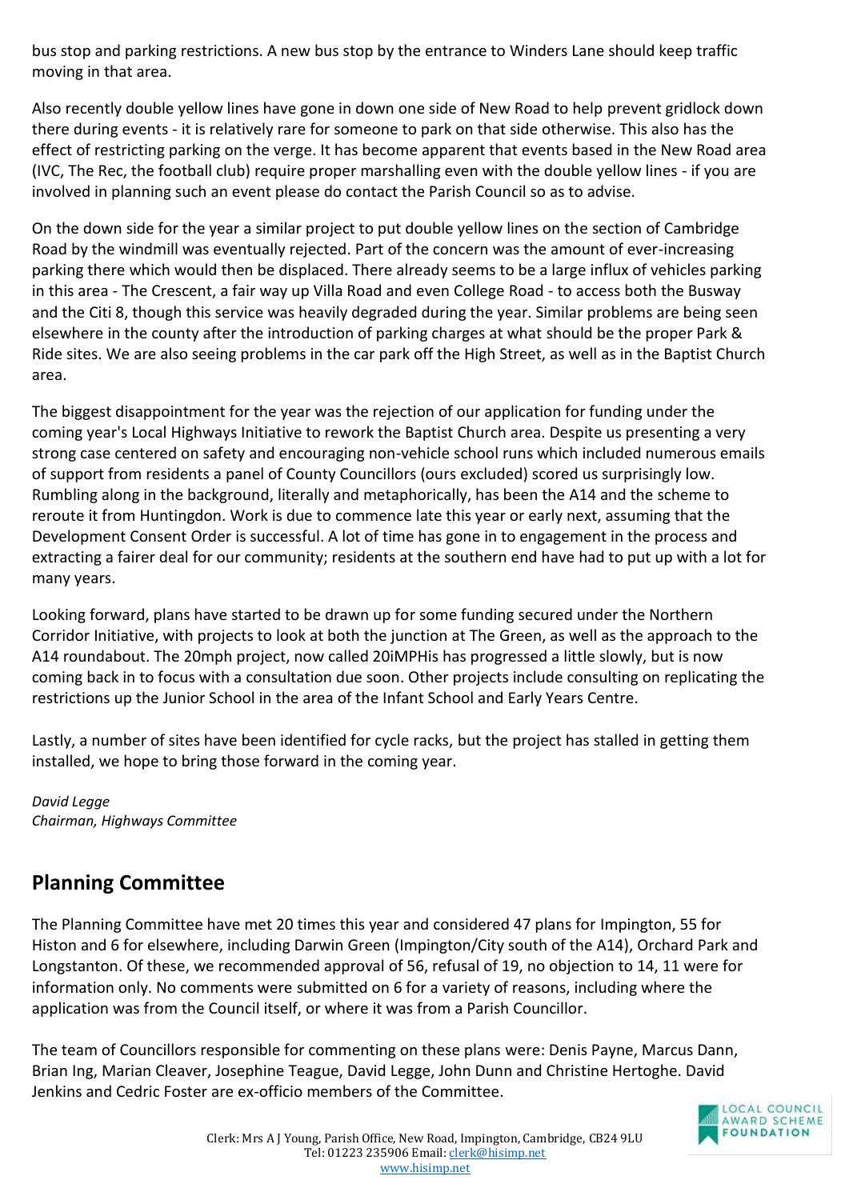bus stop and parking restrictions. A new bus stop by the entrance to Winders Lane should keep traffic moving in that area.

Also recently double yellow lines have gone in down one side of New Road to help prevent gridlock down there during events - it is relatively rare for someone to park on that side otherwise. This also has the effect of restricting parking on the verge. It has become apparent that events based in the New Road area (IVC, The Rec, the football club) require proper marshalling even with the double yellow lines - if you are involved in planning such an event please do contact the Parish Council so as to advise.

On the down side for the year a similar project to put double yellow lines on the section of Cambridge Road by the windmill was eventually rejected. Part of the concern was the amount of ever-increasing parking there which would then be displaced. There already seems to be a large influx of vehicles parking in this area - The Crescent, a fair way up Villa Road and even College Road - to access both the Busway and the Citi 8, though this service was heavily degraded during the year. Similar problems are being seen elsewhere in the county after the introduction of parking charges at what should be the proper Park & Ride sites. We are also seeing problems in the car park off the High Street, as well as in the Baptist Church area.

The biggest disappointment for the year was the rejection of our application for funding under the coming year's Local Highways Initiative to rework the Baptist Church area. Despite us presenting a very strong case centered on safety and encouraging non-vehicle school runs which included numerous emails of support from residents a panel of County Councillors (ours excluded) scored us surprisingly low. Rumbling along in the background, literally and metaphorically, has been the A14 and the scheme to reroute it from Huntingdon. Work is due to commence late this year or early next, assuming that the Development Consent Order is successful. A lot of time has gone in to engagement in the process and extracting a fairer deal for our community; residents at the southern end have had to put up with a lot for many years.

Looking forward, plans have started to be drawn up for some funding secured under the Northern Corridor Initiative, with projects to look at both the junction at The Green, as well as the approach to the A14 roundabout. The 20mph project, now called 20iMPHis has progressed a little slowly, but is now coming back in to focus with a consultation due soon. Other projects include consulting on replicating the restrictions up the Junior School in the area of the Infant School and Early Years Centre.

Lastly, a number of sites have been identified for cycle racks, but the project has stalled in getting them installed, we hope to bring those forward in the coming year.

*David Legge*
*Chairman, Highways Committee*

## Planning Committee

The Planning Committee have met 20 times this year and considered 47 plans for Impington, 55 for Histon and 6 for elsewhere, including Darwin Green (Impington/City south of the A14), Orchard Park and Longstanton. Of these, we recommended approval of 56, refusal of 19, no objection to 14, 11 were for information only. No comments were submitted on 6 for a variety of reasons, including where the application was from the Council itself, or where it was from a Parish Councillor.

The team of Councillors responsible for commenting on these plans were: Denis Payne, Marcus Dann, Brian Ing, Marian Cleaver, Josephine Teague, David Legge, John Dunn and Christine Hertoghe. David Jenkins and Cedric Foster are ex-officio members of the Committee.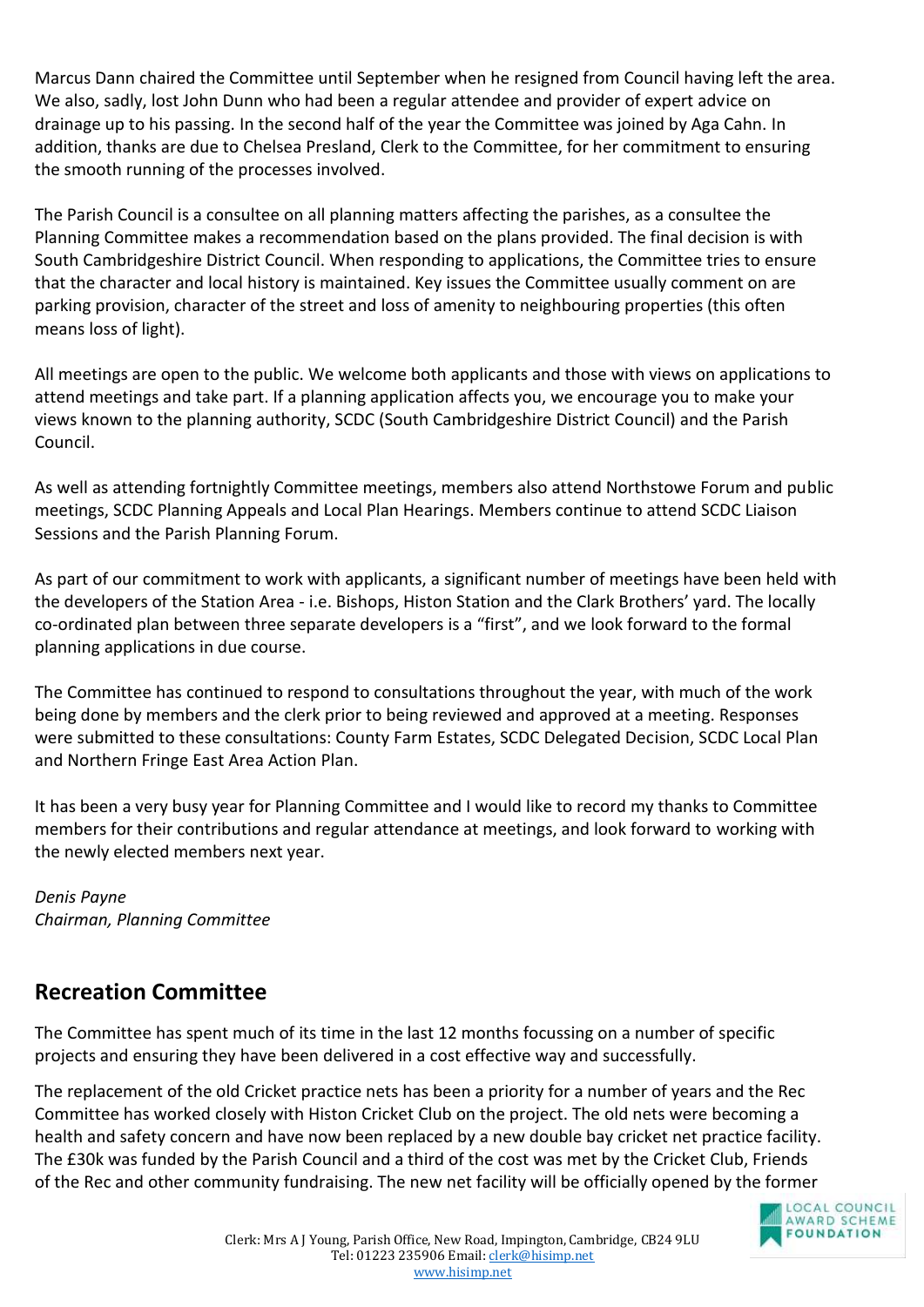Marcus Dann chaired the Committee until September when he resigned from Council having left the area. We also, sadly, lost John Dunn who had been a regular attendee and provider of expert advice on drainage up to his passing. In the second half of the year the Committee was joined by Aga Cahn. In addition, thanks are due to Chelsea Presland, Clerk to the Committee, for her commitment to ensuring the smooth running of the processes involved.

The Parish Council is a consultee on all planning matters affecting the parishes, as a consultee the Planning Committee makes a recommendation based on the plans provided. The final decision is with South Cambridgeshire District Council. When responding to applications, the Committee tries to ensure that the character and local history is maintained. Key issues the Committee usually comment on are parking provision, character of the street and loss of amenity to neighbouring properties (this often means loss of light).

All meetings are open to the public. We welcome both applicants and those with views on applications to attend meetings and take part. If a planning application affects you, we encourage you to make your views known to the planning authority, SCDC (South Cambridgeshire District Council) and the Parish Council.

As well as attending fortnightly Committee meetings, members also attend Northstowe Forum and public meetings, SCDC Planning Appeals and Local Plan Hearings. Members continue to attend SCDC Liaison Sessions and the Parish Planning Forum.

As part of our commitment to work with applicants, a significant number of meetings have been held with the developers of the Station Area - i.e. Bishops, Histon Station and the Clark Brothers' yard. The locally co-ordinated plan between three separate developers is a "first", and we look forward to the formal planning applications in due course.

The Committee has continued to respond to consultations throughout the year, with much of the work being done by members and the clerk prior to being reviewed and approved at a meeting. Responses were submitted to these consultations: County Farm Estates, SCDC Delegated Decision, SCDC Local Plan and Northern Fringe East Area Action Plan.

It has been a very busy year for Planning Committee and I would like to record my thanks to Committee members for their contributions and regular attendance at meetings, and look forward to working with the newly elected members next year.

*Denis Payne*
*Chairman, Planning Committee*

## Recreation Committee

The Committee has spent much of its time in the last 12 months focussing on a number of specific projects and ensuring they have been delivered in a cost effective way and successfully.

The replacement of the old Cricket practice nets has been a priority for a number of years and the Rec Committee has worked closely with Histon Cricket Club on the project. The old nets were becoming a health and safety concern and have now been replaced by a new double bay cricket net practice facility. The £30k was funded by the Parish Council and a third of the cost was met by the Cricket Club, Friends of the Rec and other community fundraising. The new net facility will be officially opened by the former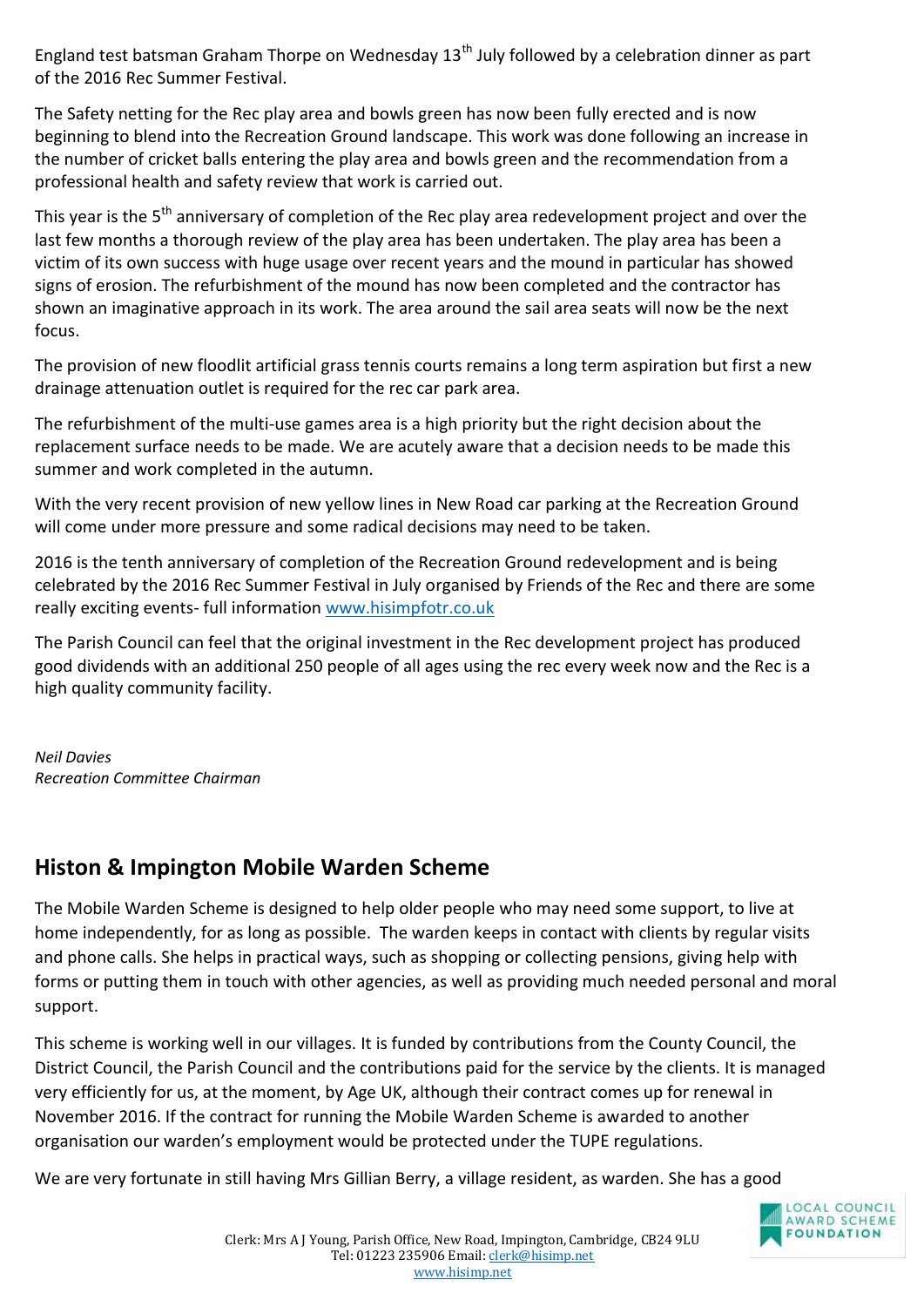England test batsman Graham Thorpe on Wednesday 13th July followed by a celebration dinner as part of the 2016 Rec Summer Festival.

The Safety netting for the Rec play area and bowls green has now been fully erected and is now beginning to blend into the Recreation Ground landscape. This work was done following an increase in the number of cricket balls entering the play area and bowls green and the recommendation from a professional health and safety review that work is carried out.

This year is the 5th anniversary of completion of the Rec play area redevelopment project and over the last few months a thorough review of the play area has been undertaken. The play area has been a victim of its own success with huge usage over recent years and the mound in particular has showed signs of erosion. The refurbishment of the mound has now been completed and the contractor has shown an imaginative approach in its work. The area around the sail area seats will now be the next focus.

The provision of new floodlit artificial grass tennis courts remains a long term aspiration but first a new drainage attenuation outlet is required for the rec car park area.

The refurbishment of the multi-use games area is a high priority but the right decision about the replacement surface needs to be made. We are acutely aware that a decision needs to be made this summer and work completed in the autumn.

With the very recent provision of new yellow lines in New Road car parking at the Recreation Ground will come under more pressure and some radical decisions may need to be taken.

2016 is the tenth anniversary of completion of the Recreation Ground redevelopment and is being celebrated by the 2016 Rec Summer Festival in July organised by Friends of the Rec and there are some really exciting events- full information www.hisimpfotr.co.uk

The Parish Council can feel that the original investment in the Rec development project has produced good dividends with an additional 250 people of all ages using the rec every week now and the Rec is a high quality community facility.

*Neil Davies*
*Recreation Committee Chairman*

## Histon & Impington Mobile Warden Scheme

The Mobile Warden Scheme is designed to help older people who may need some support, to live at home independently, for as long as possible. The warden keeps in contact with clients by regular visits and phone calls. She helps in practical ways, such as shopping or collecting pensions, giving help with forms or putting them in touch with other agencies, as well as providing much needed personal and moral support.

This scheme is working well in our villages. It is funded by contributions from the County Council, the District Council, the Parish Council and the contributions paid for the service by the clients. It is managed very efficiently for us, at the moment, by Age UK, although their contract comes up for renewal in November 2016. If the contract for running the Mobile Warden Scheme is awarded to another organisation our warden's employment would be protected under the TUPE regulations.

We are very fortunate in still having Mrs Gillian Berry, a village resident, as warden. She has a good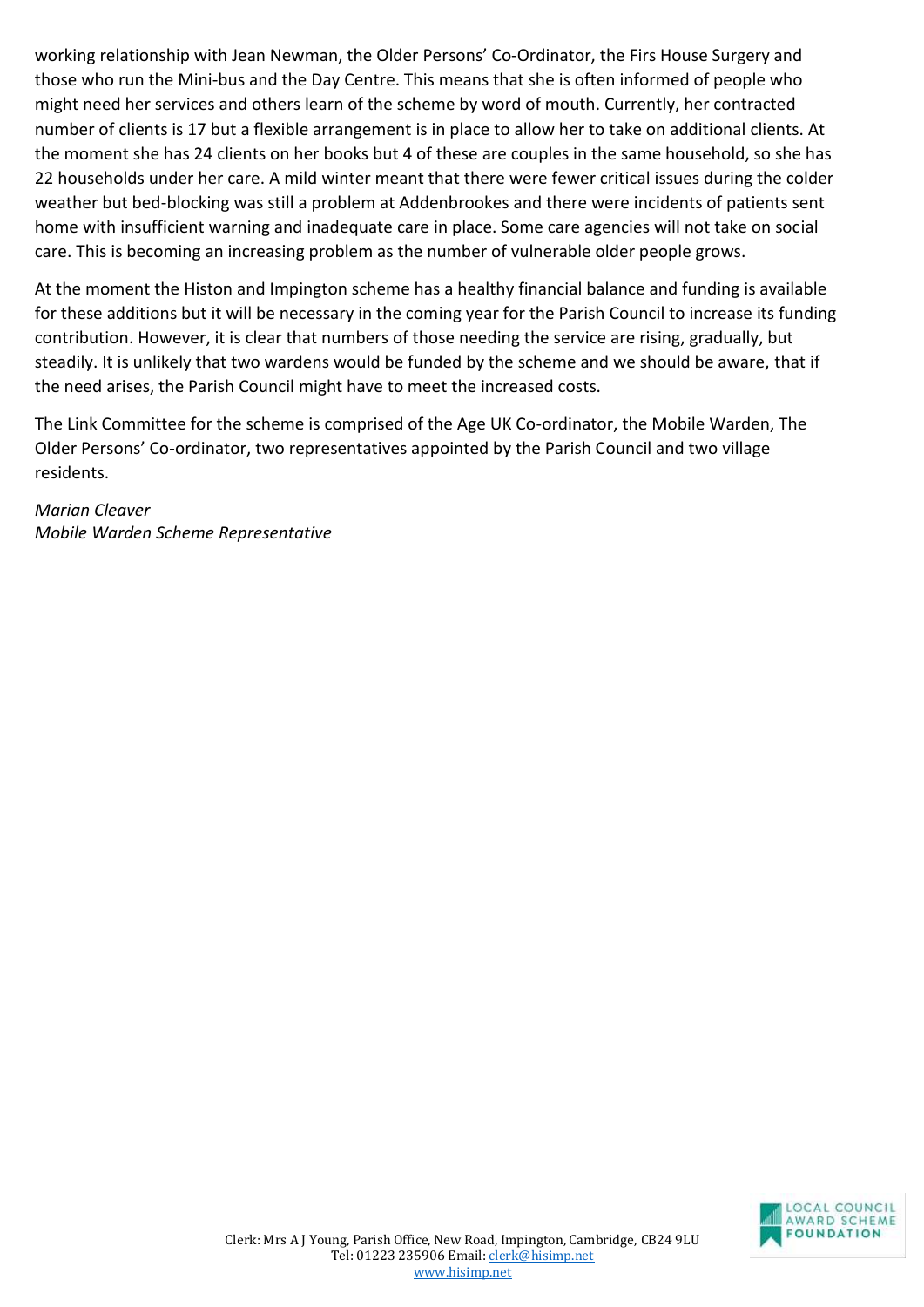working relationship with Jean Newman, the Older Persons' Co-Ordinator, the Firs House Surgery and those who run the Mini-bus and the Day Centre. This means that she is often informed of people who might need her services and others learn of the scheme by word of mouth. Currently, her contracted number of clients is 17 but a flexible arrangement is in place to allow her to take on additional clients. At the moment she has 24 clients on her books but 4 of these are couples in the same household, so she has 22 households under her care. A mild winter meant that there were fewer critical issues during the colder weather but bed-blocking was still a problem at Addenbrookes and there were incidents of patients sent home with insufficient warning and inadequate care in place. Some care agencies will not take on social care. This is becoming an increasing problem as the number of vulnerable older people grows.

At the moment the Histon and Impington scheme has a healthy financial balance and funding is available for these additions but it will be necessary in the coming year for the Parish Council to increase its funding contribution. However, it is clear that numbers of those needing the service are rising, gradually, but steadily. It is unlikely that two wardens would be funded by the scheme and we should be aware, that if the need arises, the Parish Council might have to meet the increased costs.

The Link Committee for the scheme is comprised of the Age UK Co-ordinator, the Mobile Warden, The Older Persons' Co-ordinator, two representatives appointed by the Parish Council and two village residents.

*Marian Cleaver*
*Mobile Warden Scheme Representative*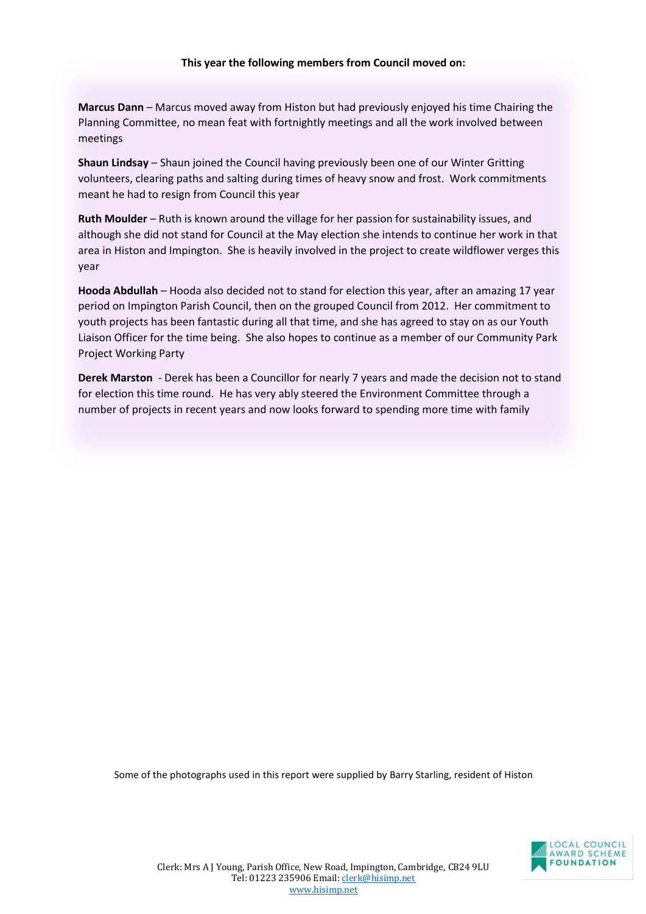**This year the following members from Council moved on:**

**Marcus Dann** – Marcus moved away from Histon but had previously enjoyed his time Chairing the Planning Committee, no mean feat with fortnightly meetings and all the work involved between meetings

**Shaun Lindsay** – Shaun joined the Council having previously been one of our Winter Gritting volunteers, clearing paths and salting during times of heavy snow and frost. Work commitments meant he had to resign from Council this year

**Ruth Moulder** – Ruth is known around the village for her passion for sustainability issues, and although she did not stand for Council at the May election she intends to continue her work in that area in Histon and Impington. She is heavily involved in the project to create wildflower verges this year

**Hooda Abdullah** – Hooda also decided not to stand for election this year, after an amazing 17 year period on Impington Parish Council, then on the grouped Council from 2012. Her commitment to youth projects has been fantastic during all that time, and she has agreed to stay on as our Youth Liaison Officer for the time being. She also hopes to continue as a member of our Community Park Project Working Party

**Derek Marston** - Derek has been a Councillor for nearly 7 years and made the decision not to stand for election this time round. He has very ably steered the Environment Committee through a number of projects in recent years and now looks forward to spending more time with family

Some of the photographs used in this report were supplied by Barry Starling, resident of Histon

Clerk: Mrs A J Young, Parish Office, New Road, Impington, Cambridge, CB24 9LU
Tel: 01223 235906 Email: clerk@hisimp.net
www.hisimp.net

LOCAL COUNCIL AWARD SCHEME FOUNDATION